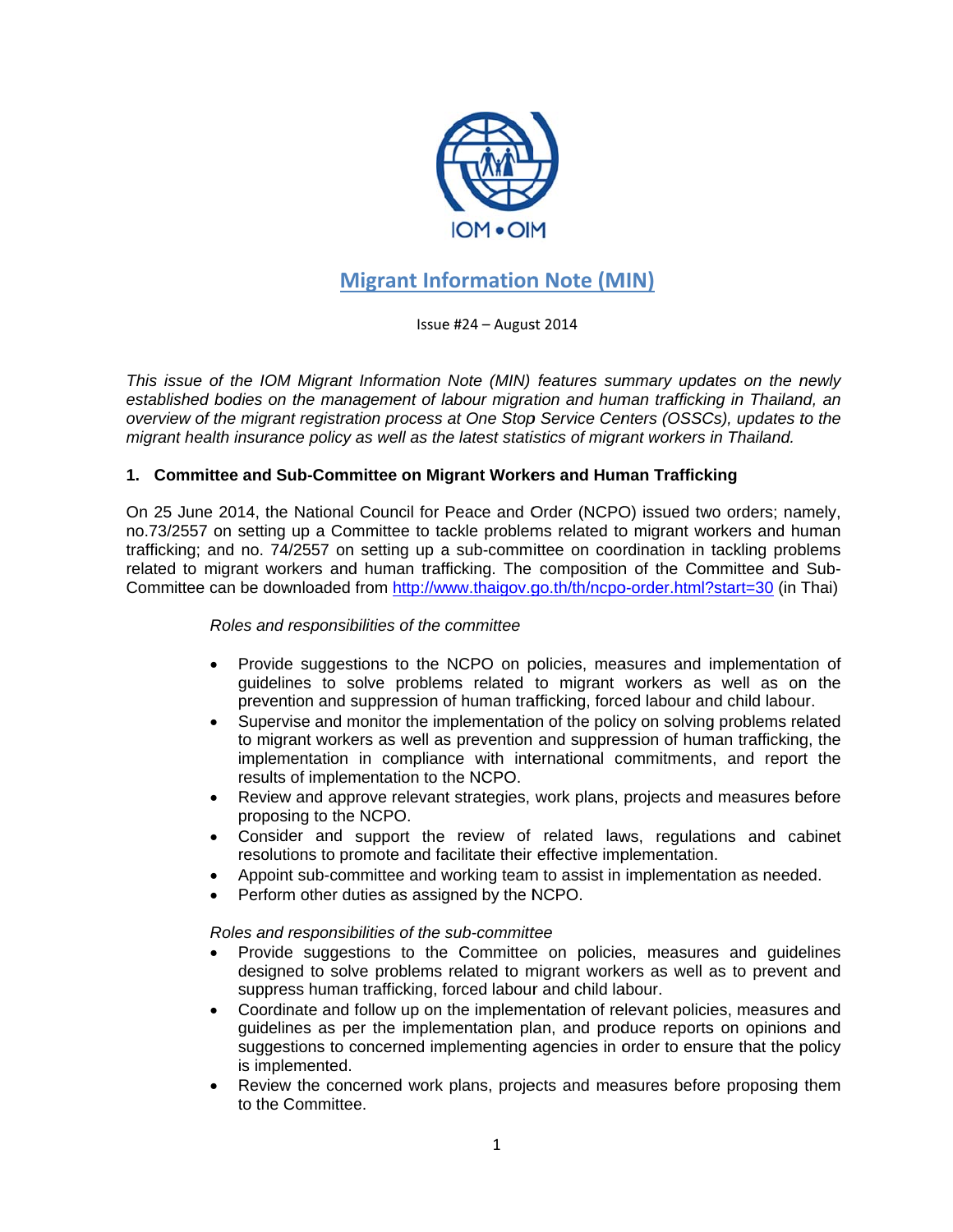# Migrant Information Note (MIN)

Issue #24 – August 2014

*This issue of the IOM Migrant Information Note (MIN) features summary updates on the newly established bodies on the management of labour migration and human trafficking in Thailand, an overview of the migrant registration process at One Stop Service Centers (OSSCs), updates to the migrant health insurance policy as well as the latest statistics of migrant workers in Thailand.*

## 1. Committee and Sub-Committee on Migrant Workers and Human Trafficking

On 25 June 2014, the National Council for Peace and Order (NCPO) issued two orders; namely, no.73/2557 on setting up a Committee to tackle problems related to migrant workers and human trafficking; and no. 74/2557 on setting up a sub-committee on coordination in tackling problems related to migrant workers and human trafficking. The composition of the Committee and Sub-Committee can be downloaded from http://www.thaigov.go.th/th/ncpo-order.html?start=30 (in Thai)

*Roles and responsibilities of the committee*

- Provide suggestions to the NCPO on policies, measures and implementation of guidelines to solve problems related to migrant workers as well as on the prevention and suppression of human trafficking, forced labour and child labour.
- Supervise and monitor the implementation of the policy on solving problems related to migrant workers as well as prevention and suppression of human trafficking, the implementation in compliance with international commitments, and report the results of implementation to the NCPO.
- Review and approve relevant strategies, work plans, projects and measures before proposing to the NCPO.
- Consider and support the review of related laws, regulations and cabinet resolutions to promote and facilitate their effective implementation.
- Appoint sub-committee and working team to assist in implementation as needed.
- Perform other duties as assigned by the NCPO.

*Roles and responsibilities of the sub-committee*

- Provide suggestions to the Committee on policies, measures and guidelines designed to solve problems related to migrant workers as well as to prevent and suppress human trafficking, forced labour and child labour.
- Coordinate and follow up on the implementation of relevant policies, measures and guidelines as per the implementation plan, and produce reports on opinions and suggestions to concerned implementing agencies in order to ensure that the policy is implemented.
- Review the concerned work plans, projects and measures before proposing them to the Committee.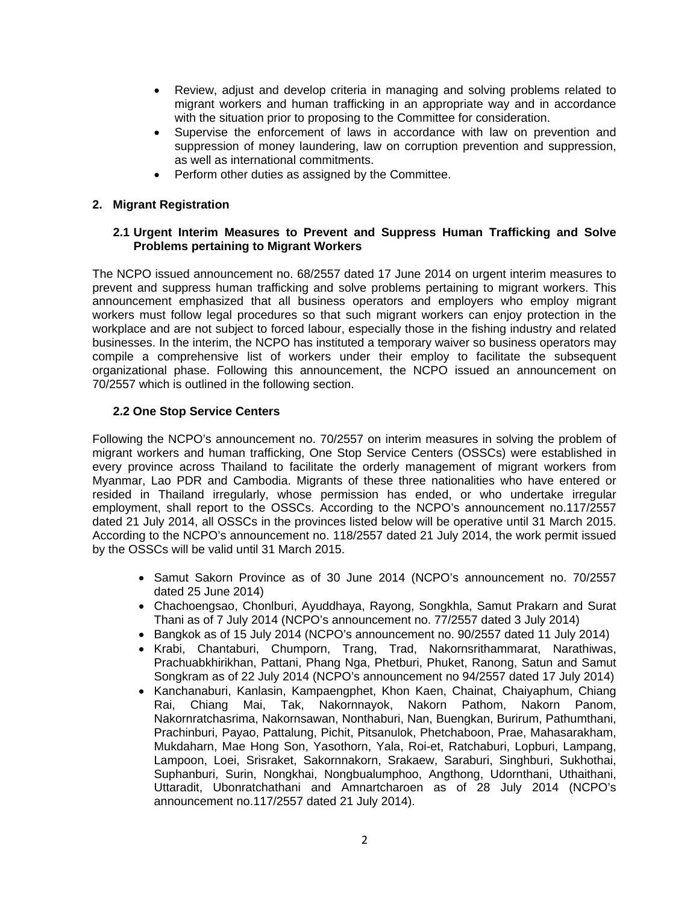- Review, adjust and develop criteria in managing and solving problems related to migrant workers and human trafficking in an appropriate way and in accordance with the situation prior to proposing to the Committee for consideration.
- Supervise the enforcement of laws in accordance with law on prevention and suppression of money laundering, law on corruption prevention and suppression, as well as international commitments.
- Perform other duties as assigned by the Committee.

## 2. Migrant Registration

### 2.1 Urgent Interim Measures to Prevent and Suppress Human Trafficking and Solve Problems pertaining to Migrant Workers

The NCPO issued announcement no. 68/2557 dated 17 June 2014 on urgent interim measures to prevent and suppress human trafficking and solve problems pertaining to migrant workers. This announcement emphasized that all business operators and employers who employ migrant workers must follow legal procedures so that such migrant workers can enjoy protection in the workplace and are not subject to forced labour, especially those in the fishing industry and related businesses. In the interim, the NCPO has instituted a temporary waiver so business operators may compile a comprehensive list of workers under their employ to facilitate the subsequent organizational phase. Following this announcement, the NCPO issued an announcement on 70/2557 which is outlined in the following section.

### 2.2 One Stop Service Centers

Following the NCPO's announcement no. 70/2557 on interim measures in solving the problem of migrant workers and human trafficking, One Stop Service Centers (OSSCs) were established in every province across Thailand to facilitate the orderly management of migrant workers from Myanmar, Lao PDR and Cambodia. Migrants of these three nationalities who have entered or resided in Thailand irregularly, whose permission has ended, or who undertake irregular employment, shall report to the OSSCs. According to the NCPO's announcement no.117/2557 dated 21 July 2014, all OSSCs in the provinces listed below will be operative until 31 March 2015. According to the NCPO's announcement no. 118/2557 dated 21 July 2014, the work permit issued by the OSSCs will be valid until 31 March 2015.

- Samut Sakorn Province as of 30 June 2014 (NCPO's announcement no. 70/2557 dated 25 June 2014)
- Chachoengsao, Chonlburi, Ayuddhaya, Rayong, Songkhla, Samut Prakarn and Surat Thani as of 7 July 2014 (NCPO's announcement no. 77/2557 dated 3 July 2014)
- Bangkok as of 15 July 2014 (NCPO's announcement no. 90/2557 dated 11 July 2014)
- Krabi, Chantaburi, Chumporn, Trang, Trad, Nakornsrithammarat, Narathiwas, Prachuabkhirikhan, Pattani, Phang Nga, Phetburi, Phuket, Ranong, Satun and Samut Songkram as of 22 July 2014 (NCPO's announcement no 94/2557 dated 17 July 2014)
- Kanchanaburi, Kanlasin, Kampaengphet, Khon Kaen, Chainat, Chaiyaphum, Chiang Rai, Chiang Mai, Tak, Nakornnayok, Nakorn Pathom, Nakorn Panom, Nakornratchasrima, Nakornsawan, Nonthaburi, Nan, Buengkan, Burirum, Pathumthani, Prachinburi, Payao, Pattalung, Pichit, Pitsanulok, Phetchaboon, Prae, Mahasarakham, Mukdaharn, Mae Hong Son, Yasothorn, Yala, Roi-et, Ratchaburi, Lopburi, Lampang, Lampoon, Loei, Srisraket, Sakornnakorn, Srakaew, Saraburi, Singhburi, Sukhothai, Suphanburi, Surin, Nongkhai, Nongbualumphoo, Angthong, Udornthani, Uthaithani, Uttaradit, Ubonratchathani and Amnartcharoen as of 28 July 2014 (NCPO's announcement no.117/2557 dated 21 July 2014).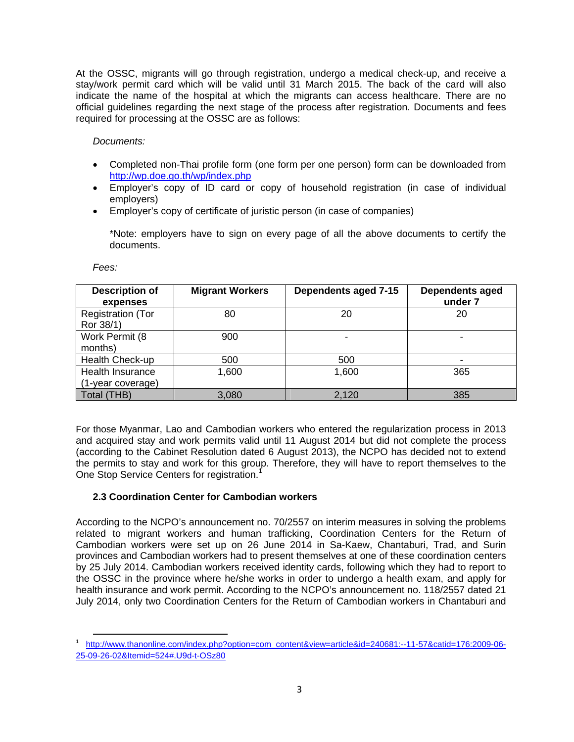At the OSSC, migrants will go through registration, undergo a medical check-up, and receive a stay/work permit card which will be valid until 31 March 2015. The back of the card will also indicate the name of the hospital at which the migrants can access healthcare. There are no official guidelines regarding the next stage of the process after registration. Documents and fees required for processing at the OSSC are as follows:

*Documents:*

- Completed non-Thai profile form (one form per one person) form can be downloaded from http://wp.doe.go.th/wp/index.php
- Employer's copy of ID card or copy of household registration (in case of individual employers)
- Employer's copy of certificate of juristic person (in case of companies)

  *Note: employers have to sign on every page of all the above documents to certify the documents.

*Fees:*

| Description of expenses | Migrant Workers | Dependents aged 7-15 | Dependents aged under 7 |
|---|---|---|---|
| Registration (Tor Ror 38/1) | 80 | 20 | 20 |
| Work Permit (8 months) | 900 | - | - |
| Health Check-up | 500 | 500 | - |
| Health Insurance (1-year coverage) | 1,600 | 1,600 | 365 |
| Total (THB) | 3,080 | 2,120 | 385 |

For those Myanmar, Lao and Cambodian workers who entered the regularization process in 2013 and acquired stay and work permits valid until 11 August 2014 but did not complete the process (according to the Cabinet Resolution dated 6 August 2013), the NCPO has decided not to extend the permits to stay and work for this group. Therefore, they will have to report themselves to the One Stop Service Centers for registration.[1]

### 2.3 Coordination Center for Cambodian workers

According to the NCPO's announcement no. 70/2557 on interim measures in solving the problems related to migrant workers and human trafficking, Coordination Centers for the Return of Cambodian workers were set up on 26 June 2014 in Sa-Kaew, Chantaburi, Trad, and Surin provinces and Cambodian workers had to present themselves at one of these coordination centers by 25 July 2014. Cambodian workers received identity cards, following which they had to report to the OSSC in the province where he/she works in order to undergo a health exam, and apply for health insurance and work permit. According to the NCPO's announcement no. 118/2557 dated 21 July 2014, only two Coordination Centers for the Return of Cambodian workers in Chantaburi and

[1] http://www.thanonline.com/index.php?option=com_content&view=article&id=240681:--11-57&catid=176:2009-06-25-09-26-02&Itemid=524#.U9d-t-OSz80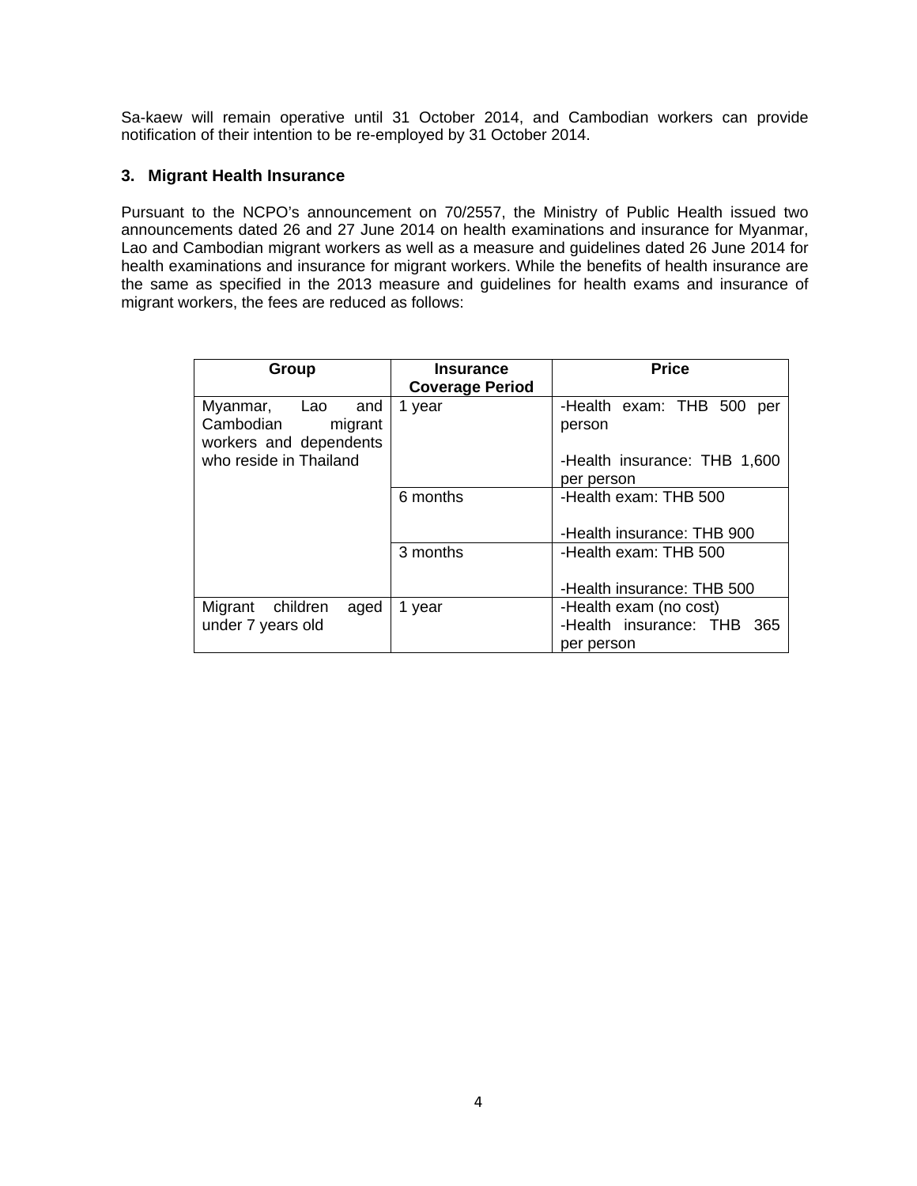Sa-kaew will remain operative until 31 October 2014, and Cambodian workers can provide notification of their intention to be re-employed by 31 October 2014.

### 3. Migrant Health Insurance

Pursuant to the NCPO's announcement on 70/2557, the Ministry of Public Health issued two announcements dated 26 and 27 June 2014 on health examinations and insurance for Myanmar, Lao and Cambodian migrant workers as well as a measure and guidelines dated 26 June 2014 for health examinations and insurance for migrant workers. While the benefits of health insurance are the same as specified in the 2013 measure and guidelines for health exams and insurance of migrant workers, the fees are reduced as follows:

| Group | Insurance Coverage Period | Price |
|---|---|---|
| Myanmar, Lao and Cambodian migrant workers and dependents who reside in Thailand | 1 year | -Health exam: THB 500 per person<br><br>-Health insurance: THB 1,600 per person |
| | 6 months | -Health exam: THB 500<br><br>-Health insurance: THB 900 |
| | 3 months | -Health exam: THB 500<br><br>-Health insurance: THB 500 |
| Migrant children aged under 7 years old | 1 year | -Health exam (no cost)<br>-Health insurance: THB 365 per person |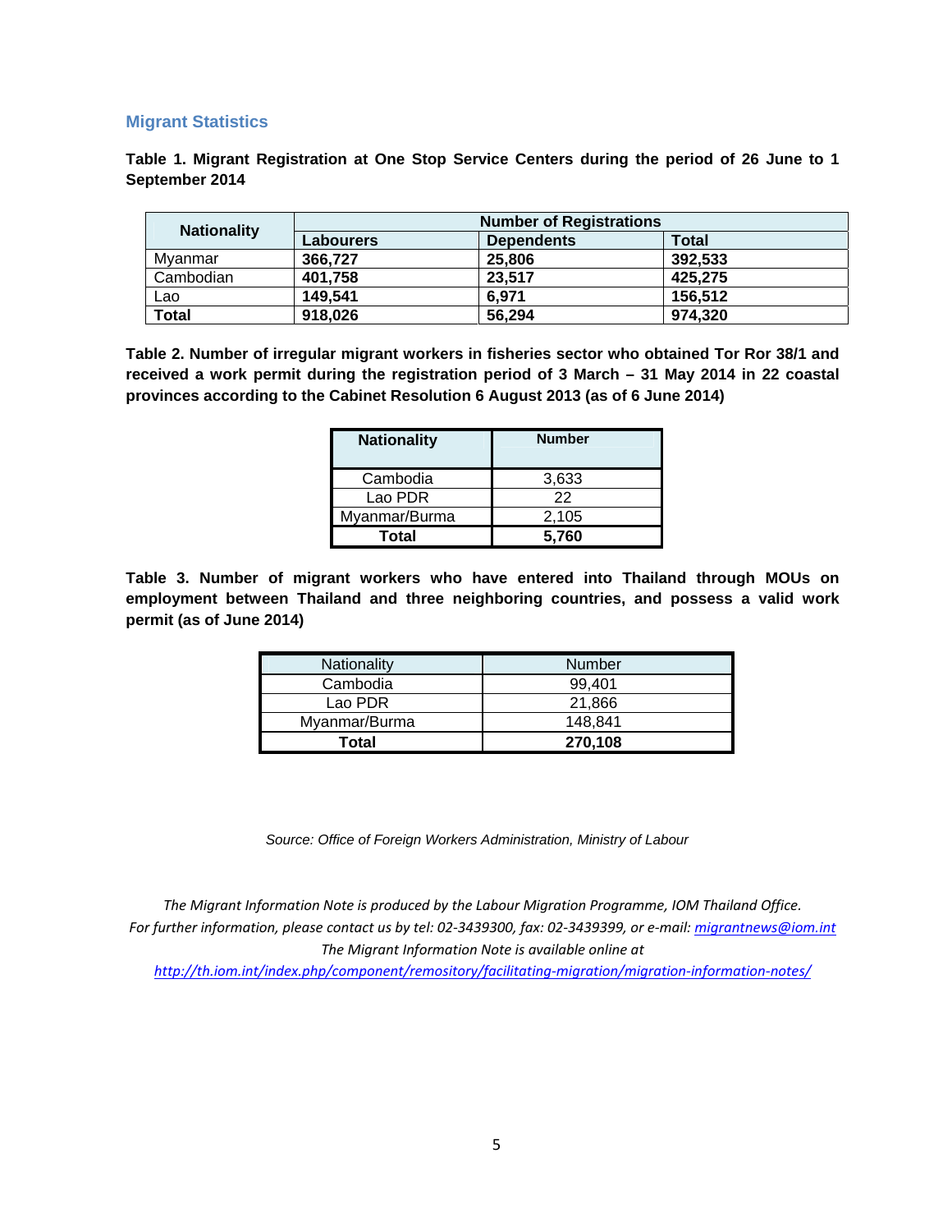## Migrant Statistics

**Table 1. Migrant Registration at One Stop Service Centers during the period of 26 June to 1 September 2014**

| Nationality | Number of Registrations | | |
|---|---|---|---|
| | Labourers | Dependents | Total |
| Myanmar | **366,727** | **25,806** | **392,533** |
| Cambodian | **401,758** | **23,517** | **425,275** |
| Lao | **149,541** | **6,971** | **156,512** |
| **Total** | **918,026** | **56,294** | **974,320** |

**Table 2. Number of irregular migrant workers in fisheries sector who obtained Tor Ror 38/1 and received a work permit during the registration period of 3 March – 31 May 2014 in 22 coastal provinces according to the Cabinet Resolution 6 August 2013 (as of 6 June 2014)**

| Nationality | Number |
|---|---|
| Cambodia | 3,633 |
| Lao PDR | 22 |
| Myanmar/Burma | 2,105 |
| **Total** | **5,760** |

**Table 3. Number of migrant workers who have entered into Thailand through MOUs on employment between Thailand and three neighboring countries, and possess a valid work permit (as of June 2014)**

| Nationality | Number |
|---|---|
| Cambodia | 99,401 |
| Lao PDR | 21,866 |
| Myanmar/Burma | 148,841 |
| **Total** | **270,108** |

*Source: Office of Foreign Workers Administration, Ministry of Labour*

*The Migrant Information Note is produced by the Labour Migration Programme, IOM Thailand Office.*
*For further information, please contact us by tel: 02-3439300, fax: 02-3439399, or e-mail: migrantnews@iom.int*
*The Migrant Information Note is available online at*
*http://th.iom.int/index.php/component/remository/facilitating-migration/migration-information-notes/*